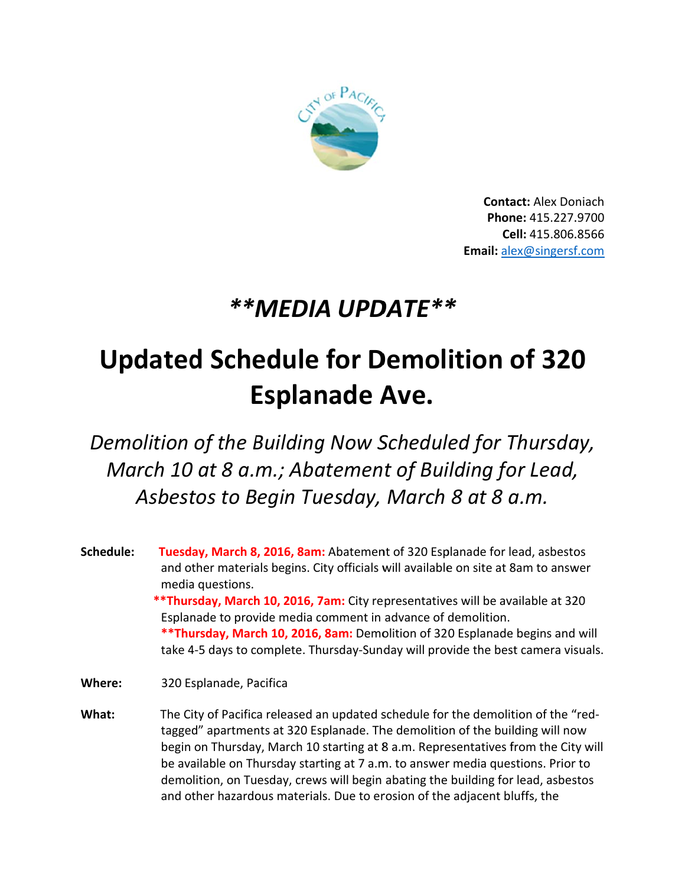**Contact:** Alex Doniach
**Phone:** 415.227.9700
**Cell:** 415.806.8566
**Email:** alex@singersf.com

# ***\*\*MEDIA UPDATE\*\****

# Updated Schedule for Demolition of 320 Esplanade Ave.

*Demolition of the Building Now Scheduled for Thursday, March 10 at 8 a.m.; Abatement of Building for Lead, Asbestos to Begin Tuesday, March 8 at 8 a.m.*

**Schedule:** **Tuesday, March 8, 2016, 8am:** Abatement of 320 Esplanade for lead, asbestos and other materials begins. City officials will available on site at 8am to answer media questions.
**\*\*Thursday, March 10, 2016, 7am:** City representatives will be available at 320 Esplanade to provide media comment in advance of demolition.
**\*\*Thursday, March 10, 2016, 8am:** Demolition of 320 Esplanade begins and will take 4-5 days to complete. Thursday-Sunday will provide the best camera visuals.

**Where:** 320 Esplanade, Pacifica

**What:** The City of Pacifica released an updated schedule for the demolition of the "red-tagged" apartments at 320 Esplanade. The demolition of the building will now begin on Thursday, March 10 starting at 8 a.m. Representatives from the City will be available on Thursday starting at 7 a.m. to answer media questions. Prior to demolition, on Tuesday, crews will begin abating the building for lead, asbestos and other hazardous materials. Due to erosion of the adjacent bluffs, the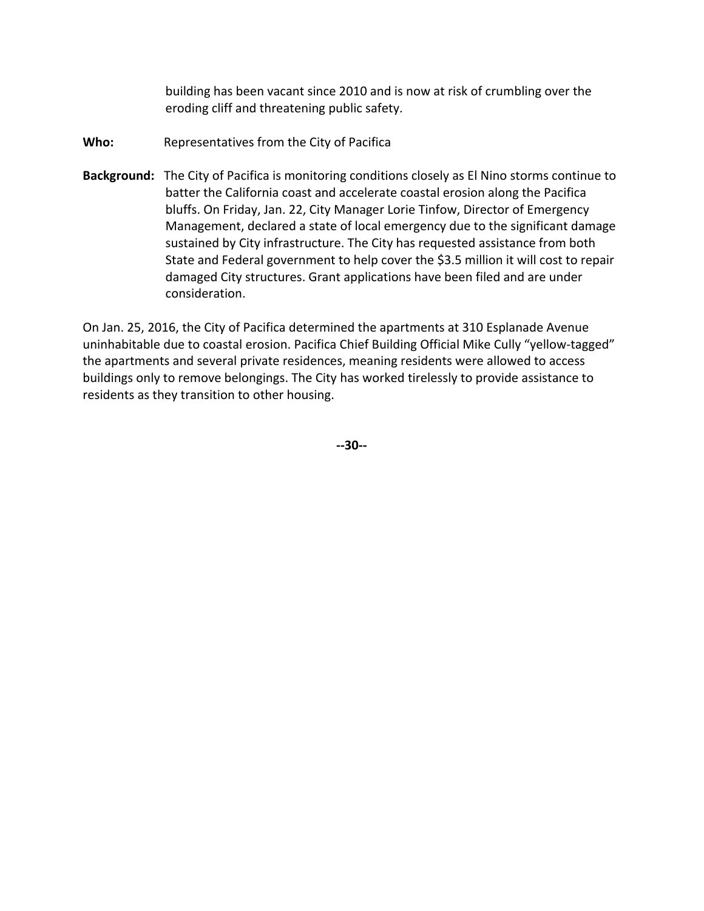building has been vacant since 2010 and is now at risk of crumbling over the eroding cliff and threatening public safety.

**Who:** Representatives from the City of Pacifica

**Background:** The City of Pacifica is monitoring conditions closely as El Nino storms continue to batter the California coast and accelerate coastal erosion along the Pacifica bluffs. On Friday, Jan. 22, City Manager Lorie Tinfow, Director of Emergency Management, declared a state of local emergency due to the significant damage sustained by City infrastructure. The City has requested assistance from both State and Federal government to help cover the $3.5 million it will cost to repair damaged City structures. Grant applications have been filed and are under consideration.

On Jan. 25, 2016, the City of Pacifica determined the apartments at 310 Esplanade Avenue uninhabitable due to coastal erosion. Pacifica Chief Building Official Mike Cully "yellow-tagged" the apartments and several private residences, meaning residents were allowed to access buildings only to remove belongings. The City has worked tirelessly to provide assistance to residents as they transition to other housing.

**--30--**